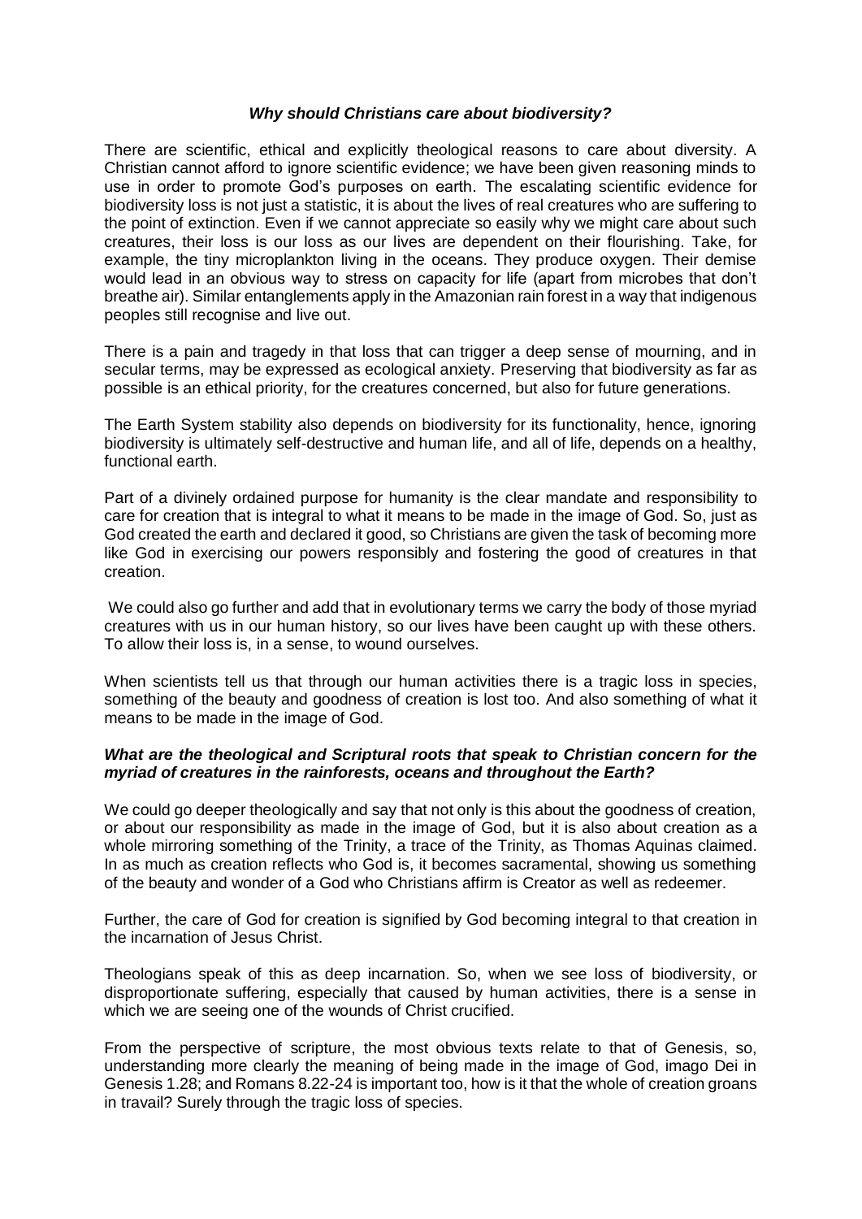***Why should Christians care about biodiversity?***

There are scientific, ethical and explicitly theological reasons to care about diversity. A Christian cannot afford to ignore scientific evidence; we have been given reasoning minds to use in order to promote God's purposes on earth. The escalating scientific evidence for biodiversity loss is not just a statistic, it is about the lives of real creatures who are suffering to the point of extinction. Even if we cannot appreciate so easily why we might care about such creatures, their loss is our loss as our lives are dependent on their flourishing. Take, for example, the tiny microplankton living in the oceans. They produce oxygen. Their demise would lead in an obvious way to stress on capacity for life (apart from microbes that don't breathe air). Similar entanglements apply in the Amazonian rain forest in a way that indigenous peoples still recognise and live out.

There is a pain and tragedy in that loss that can trigger a deep sense of mourning, and in secular terms, may be expressed as ecological anxiety. Preserving that biodiversity as far as possible is an ethical priority, for the creatures concerned, but also for future generations.

The Earth System stability also depends on biodiversity for its functionality, hence, ignoring biodiversity is ultimately self-destructive and human life, and all of life, depends on a healthy, functional earth.

Part of a divinely ordained purpose for humanity is the clear mandate and responsibility to care for creation that is integral to what it means to be made in the image of God. So, just as God created the earth and declared it good, so Christians are given the task of becoming more like God in exercising our powers responsibly and fostering the good of creatures in that creation.

We could also go further and add that in evolutionary terms we carry the body of those myriad creatures with us in our human history, so our lives have been caught up with these others. To allow their loss is, in a sense, to wound ourselves.

When scientists tell us that through our human activities there is a tragic loss in species, something of the beauty and goodness of creation is lost too. And also something of what it means to be made in the image of God.

***What are the theological and Scriptural roots that speak to Christian concern for the myriad of creatures in the rainforests, oceans and throughout the Earth?***

We could go deeper theologically and say that not only is this about the goodness of creation, or about our responsibility as made in the image of God, but it is also about creation as a whole mirroring something of the Trinity, a trace of the Trinity, as Thomas Aquinas claimed. In as much as creation reflects who God is, it becomes sacramental, showing us something of the beauty and wonder of a God who Christians affirm is Creator as well as redeemer.

Further, the care of God for creation is signified by God becoming integral to that creation in the incarnation of Jesus Christ.

Theologians speak of this as deep incarnation. So, when we see loss of biodiversity, or disproportionate suffering, especially that caused by human activities, there is a sense in which we are seeing one of the wounds of Christ crucified.

From the perspective of scripture, the most obvious texts relate to that of Genesis, so, understanding more clearly the meaning of being made in the image of God, imago Dei in Genesis 1.28; and Romans 8.22-24 is important too, how is it that the whole of creation groans in travail? Surely through the tragic loss of species.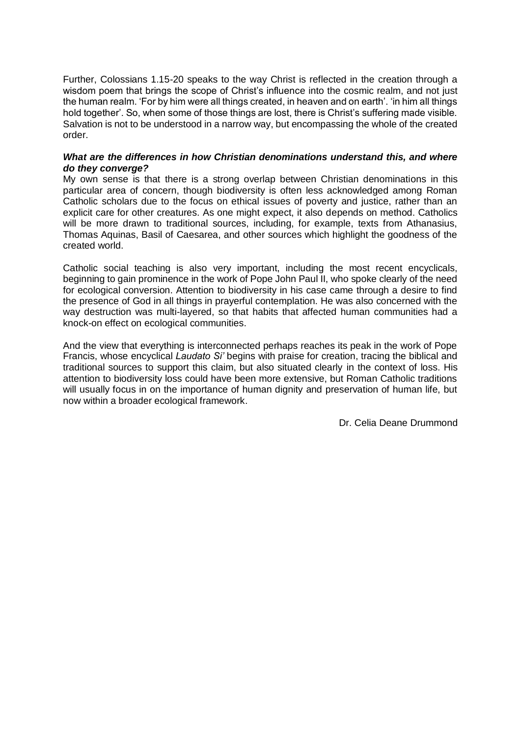Further, Colossians 1.15-20 speaks to the way Christ is reflected in the creation through a wisdom poem that brings the scope of Christ's influence into the cosmic realm, and not just the human realm. 'For by him were all things created, in heaven and on earth'. 'in him all things hold together'. So, when some of those things are lost, there is Christ's suffering made visible. Salvation is not to be understood in a narrow way, but encompassing the whole of the created order.

***What are the differences in how Christian denominations understand this, and where do they converge?***

My own sense is that there is a strong overlap between Christian denominations in this particular area of concern, though biodiversity is often less acknowledged among Roman Catholic scholars due to the focus on ethical issues of poverty and justice, rather than an explicit care for other creatures. As one might expect, it also depends on method. Catholics will be more drawn to traditional sources, including, for example, texts from Athanasius, Thomas Aquinas, Basil of Caesarea, and other sources which highlight the goodness of the created world.

Catholic social teaching is also very important, including the most recent encyclicals, beginning to gain prominence in the work of Pope John Paul II, who spoke clearly of the need for ecological conversion. Attention to biodiversity in his case came through a desire to find the presence of God in all things in prayerful contemplation. He was also concerned with the way destruction was multi-layered, so that habits that affected human communities had a knock-on effect on ecological communities.

And the view that everything is interconnected perhaps reaches its peak in the work of Pope Francis, whose encyclical *Laudato Si'* begins with praise for creation, tracing the biblical and traditional sources to support this claim, but also situated clearly in the context of loss. His attention to biodiversity loss could have been more extensive, but Roman Catholic traditions will usually focus in on the importance of human dignity and preservation of human life, but now within a broader ecological framework.

Dr. Celia Deane Drummond